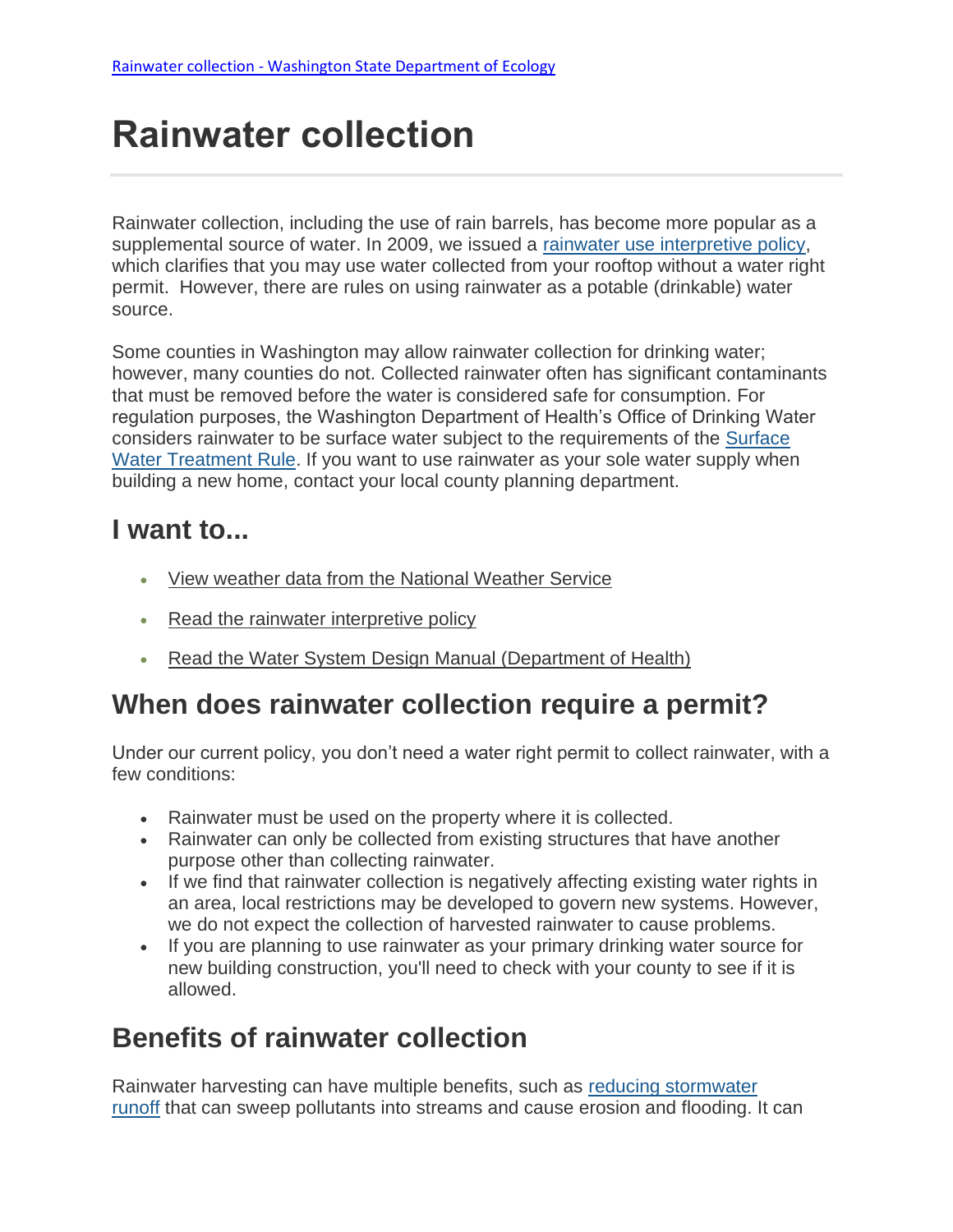[Rainwater collection - Washington State Department of Ecology](Rainwater collection - Washington State Department of Ecology)

# Rainwater collection

Rainwater collection, including the use of rain barrels, has become more popular as a supplemental source of water. In 2009, we issued a rainwater use interpretive policy, which clarifies that you may use water collected from your rooftop without a water right permit. However, there are rules on using rainwater as a potable (drinkable) water source.

Some counties in Washington may allow rainwater collection for drinking water; however, many counties do not. Collected rainwater often has significant contaminants that must be removed before the water is considered safe for consumption. For regulation purposes, the Washington Department of Health's Office of Drinking Water considers rainwater to be surface water subject to the requirements of the Surface Water Treatment Rule. If you want to use rainwater as your sole water supply when building a new home, contact your local county planning department.

## I want to...

- View weather data from the National Weather Service
- Read the rainwater interpretive policy
- Read the Water System Design Manual (Department of Health)

## When does rainwater collection require a permit?

Under our current policy, you don't need a water right permit to collect rainwater, with a few conditions:

- Rainwater must be used on the property where it is collected.
- Rainwater can only be collected from existing structures that have another purpose other than collecting rainwater.
- If we find that rainwater collection is negatively affecting existing water rights in an area, local restrictions may be developed to govern new systems. However, we do not expect the collection of harvested rainwater to cause problems.
- If you are planning to use rainwater as your primary drinking water source for new building construction, you'll need to check with your county to see if it is allowed.

## Benefits of rainwater collection

Rainwater harvesting can have multiple benefits, such as reducing stormwater runoff that can sweep pollutants into streams and cause erosion and flooding. It can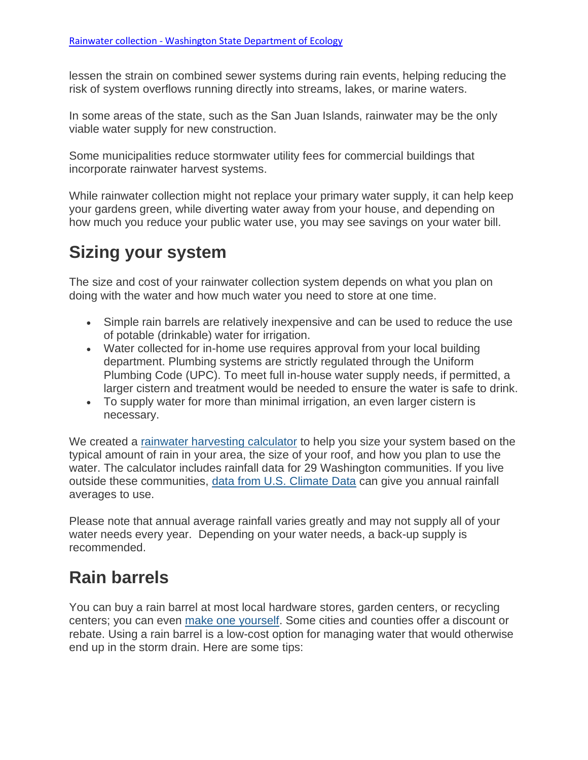lessen the strain on combined sewer systems during rain events, helping reducing the risk of system overflows running directly into streams, lakes, or marine waters.

In some areas of the state, such as the San Juan Islands, rainwater may be the only viable water supply for new construction.

Some municipalities reduce stormwater utility fees for commercial buildings that incorporate rainwater harvest systems.

While rainwater collection might not replace your primary water supply, it can help keep your gardens green, while diverting water away from your house, and depending on how much you reduce your public water use, you may see savings on your water bill.

## Sizing your system

The size and cost of your rainwater collection system depends on what you plan on doing with the water and how much water you need to store at one time.

- Simple rain barrels are relatively inexpensive and can be used to reduce the use of potable (drinkable) water for irrigation.
- Water collected for in-home use requires approval from your local building department. Plumbing systems are strictly regulated through the Uniform Plumbing Code (UPC). To meet full in-house water supply needs, if permitted, a larger cistern and treatment would be needed to ensure the water is safe to drink.
- To supply water for more than minimal irrigation, an even larger cistern is necessary.

We created a rainwater harvesting calculator to help you size your system based on the typical amount of rain in your area, the size of your roof, and how you plan to use the water. The calculator includes rainfall data for 29 Washington communities. If you live outside these communities, data from U.S. Climate Data can give you annual rainfall averages to use.

Please note that annual average rainfall varies greatly and may not supply all of your water needs every year. Depending on your water needs, a back-up supply is recommended.

## Rain barrels

You can buy a rain barrel at most local hardware stores, garden centers, or recycling centers; you can even make one yourself. Some cities and counties offer a discount or rebate. Using a rain barrel is a low-cost option for managing water that would otherwise end up in the storm drain. Here are some tips: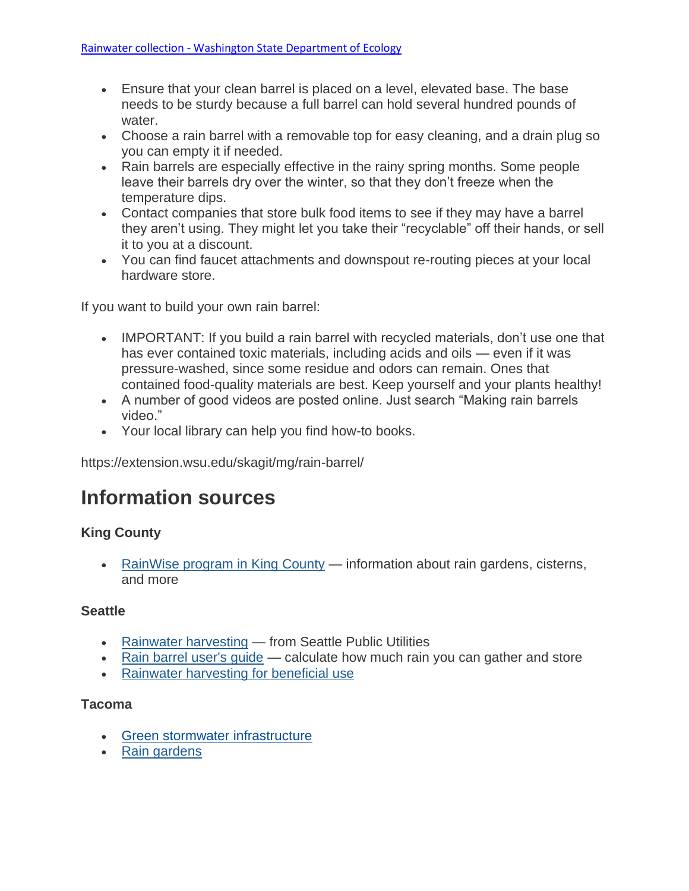[Rainwater collection - Washington State Department of Ecology](#)

- Ensure that your clean barrel is placed on a level, elevated base. The base needs to be sturdy because a full barrel can hold several hundred pounds of water.
- Choose a rain barrel with a removable top for easy cleaning, and a drain plug so you can empty it if needed.
- Rain barrels are especially effective in the rainy spring months. Some people leave their barrels dry over the winter, so that they don't freeze when the temperature dips.
- Contact companies that store bulk food items to see if they may have a barrel they aren't using. They might let you take their "recyclable" off their hands, or sell it to you at a discount.
- You can find faucet attachments and downspout re-routing pieces at your local hardware store.

If you want to build your own rain barrel:

- IMPORTANT: If you build a rain barrel with recycled materials, don't use one that has ever contained toxic materials, including acids and oils — even if it was pressure-washed, since some residue and odors can remain. Ones that contained food-quality materials are best. Keep yourself and your plants healthy!
- A number of good videos are posted online. Just search "Making rain barrels video."
- Your local library can help you find how-to books.

https://extension.wsu.edu/skagit/mg/rain-barrel/

# Information sources

**King County**

- RainWise program in King County — information about rain gardens, cisterns, and more

**Seattle**

- Rainwater harvesting — from Seattle Public Utilities
- Rain barrel user's guide — calculate how much rain you can gather and store
- Rainwater harvesting for beneficial use

**Tacoma**

- Green stormwater infrastructure
- Rain gardens